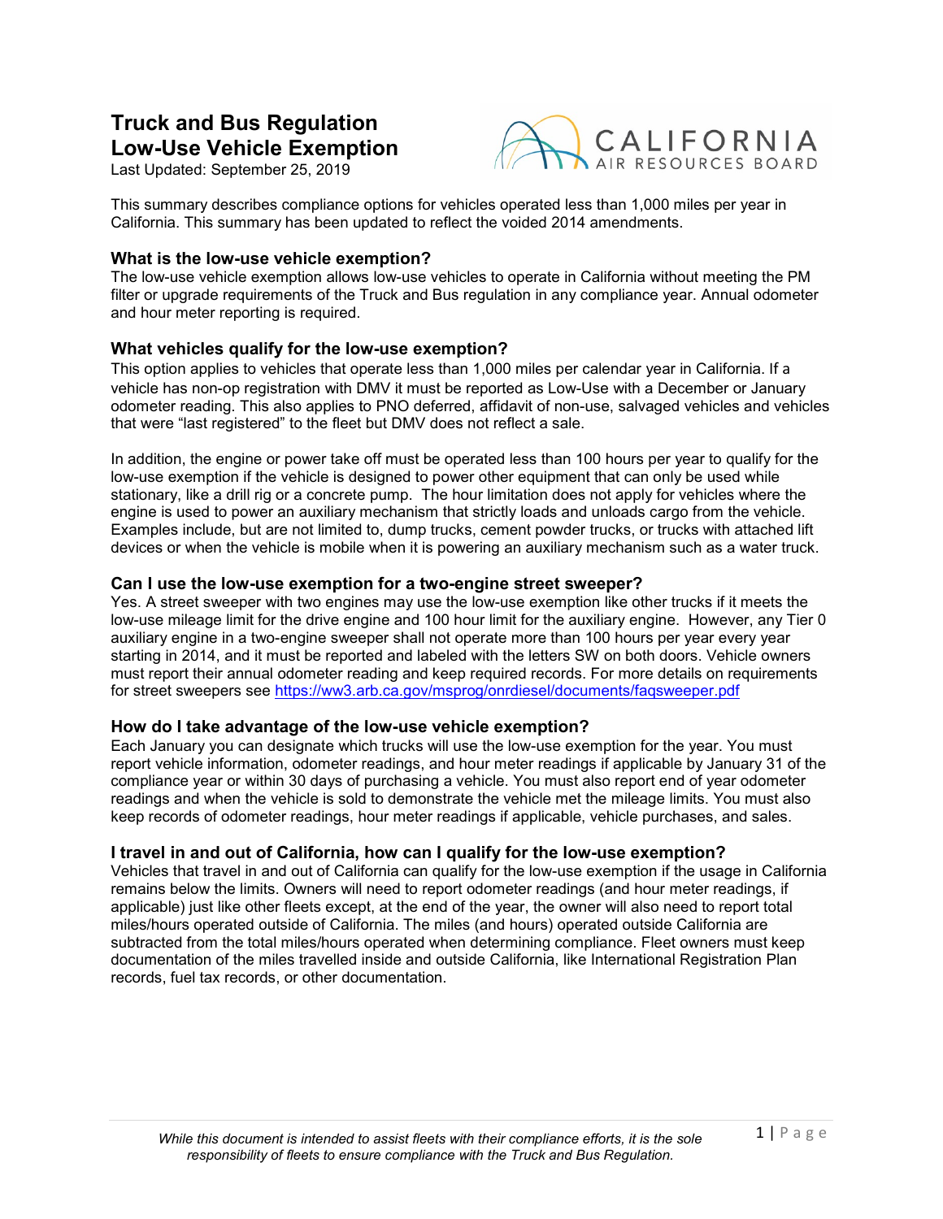# Truck and Bus Regulation Low-Use Vehicle Exemption

Last Updated: September 25, 2019

CALIFORNIA AIR RESOURCES BOARD

This summary describes compliance options for vehicles operated less than 1,000 miles per year in California. This summary has been updated to reflect the voided 2014 amendments.

## What is the low-use vehicle exemption?

The low-use vehicle exemption allows low-use vehicles to operate in California without meeting the PM filter or upgrade requirements of the Truck and Bus regulation in any compliance year. Annual odometer and hour meter reporting is required.

## What vehicles qualify for the low-use exemption?

This option applies to vehicles that operate less than 1,000 miles per calendar year in California. If a vehicle has non-op registration with DMV it must be reported as Low-Use with a December or January odometer reading. This also applies to PNO deferred, affidavit of non-use, salvaged vehicles and vehicles that were "last registered" to the fleet but DMV does not reflect a sale.

In addition, the engine or power take off must be operated less than 100 hours per year to qualify for the low-use exemption if the vehicle is designed to power other equipment that can only be used while stationary, like a drill rig or a concrete pump. The hour limitation does not apply for vehicles where the engine is used to power an auxiliary mechanism that strictly loads and unloads cargo from the vehicle. Examples include, but are not limited to, dump trucks, cement powder trucks, or trucks with attached lift devices or when the vehicle is mobile when it is powering an auxiliary mechanism such as a water truck.

## Can I use the low-use exemption for a two-engine street sweeper?

Yes. A street sweeper with two engines may use the low-use exemption like other trucks if it meets the low-use mileage limit for the drive engine and 100 hour limit for the auxiliary engine. However, any Tier 0 auxiliary engine in a two-engine sweeper shall not operate more than 100 hours per year every year starting in 2014, and it must be reported and labeled with the letters SW on both doors. Vehicle owners must report their annual odometer reading and keep required records. For more details on requirements for street sweepers see https://ww3.arb.ca.gov/msprog/onrdiesel/documents/faqsweeper.pdf

## How do I take advantage of the low-use vehicle exemption?

Each January you can designate which trucks will use the low-use exemption for the year. You must report vehicle information, odometer readings, and hour meter readings if applicable by January 31 of the compliance year or within 30 days of purchasing a vehicle. You must also report end of year odometer readings and when the vehicle is sold to demonstrate the vehicle met the mileage limits. You must also keep records of odometer readings, hour meter readings if applicable, vehicle purchases, and sales.

## I travel in and out of California, how can I qualify for the low-use exemption?

Vehicles that travel in and out of California can qualify for the low-use exemption if the usage in California remains below the limits. Owners will need to report odometer readings (and hour meter readings, if applicable) just like other fleets except, at the end of the year, the owner will also need to report total miles/hours operated outside of California. The miles (and hours) operated outside California are subtracted from the total miles/hours operated when determining compliance. Fleet owners must keep documentation of the miles travelled inside and outside California, like International Registration Plan records, fuel tax records, or other documentation.

*While this document is intended to assist fleets with their compliance efforts, it is the sole responsibility of fleets to ensure compliance with the Truck and Bus Regulation.*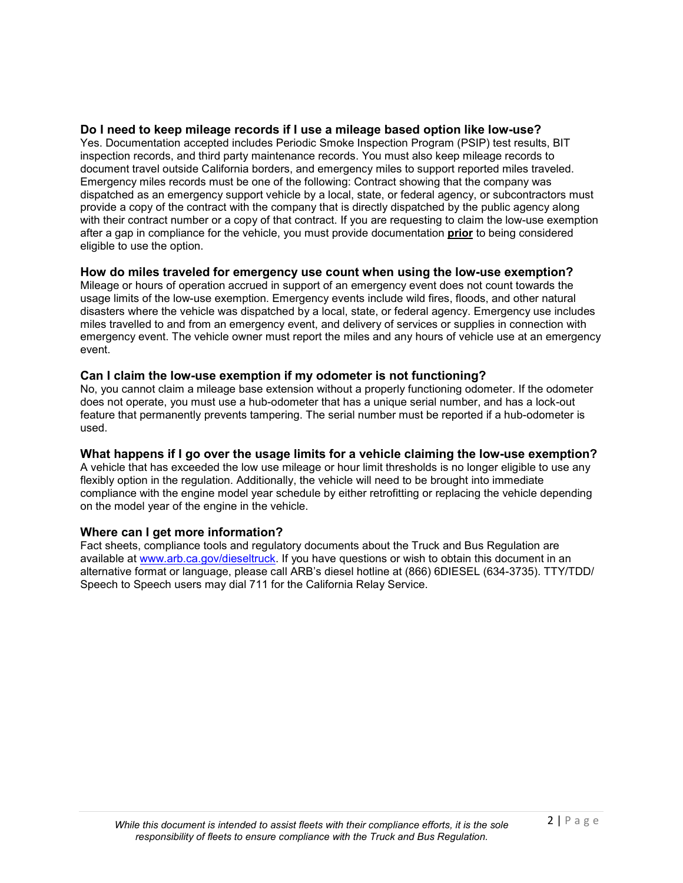### Do I need to keep mileage records if I use a mileage based option like low-use?

Yes. Documentation accepted includes Periodic Smoke Inspection Program (PSIP) test results, BIT inspection records, and third party maintenance records. You must also keep mileage records to document travel outside California borders, and emergency miles to support reported miles traveled. Emergency miles records must be one of the following: Contract showing that the company was dispatched as an emergency support vehicle by a local, state, or federal agency, or subcontractors must provide a copy of the contract with the company that is directly dispatched by the public agency along with their contract number or a copy of that contract. If you are requesting to claim the low-use exemption after a gap in compliance for the vehicle, you must provide documentation **prior** to being considered eligible to use the option.

### How do miles traveled for emergency use count when using the low-use exemption?

Mileage or hours of operation accrued in support of an emergency event does not count towards the usage limits of the low-use exemption. Emergency events include wild fires, floods, and other natural disasters where the vehicle was dispatched by a local, state, or federal agency. Emergency use includes miles travelled to and from an emergency event, and delivery of services or supplies in connection with emergency event. The vehicle owner must report the miles and any hours of vehicle use at an emergency event.

### Can I claim the low-use exemption if my odometer is not functioning?

No, you cannot claim a mileage base extension without a properly functioning odometer. If the odometer does not operate, you must use a hub-odometer that has a unique serial number, and has a lock-out feature that permanently prevents tampering. The serial number must be reported if a hub-odometer is used.

### What happens if I go over the usage limits for a vehicle claiming the low-use exemption?

A vehicle that has exceeded the low use mileage or hour limit thresholds is no longer eligible to use any flexibly option in the regulation. Additionally, the vehicle will need to be brought into immediate compliance with the engine model year schedule by either retrofitting or replacing the vehicle depending on the model year of the engine in the vehicle.

### Where can I get more information?

Fact sheets, compliance tools and regulatory documents about the Truck and Bus Regulation are available at [www.arb.ca.gov/dieseltruck](http://www.arb.ca.gov/dieseltruck). If you have questions or wish to obtain this document in an alternative format or language, please call ARB's diesel hotline at (866) 6DIESEL (634-3735). TTY/TDD/ Speech to Speech users may dial 711 for the California Relay Service.

*While this document is intended to assist fleets with their compliance efforts, it is the sole responsibility of fleets to ensure compliance with the Truck and Bus Regulation.*